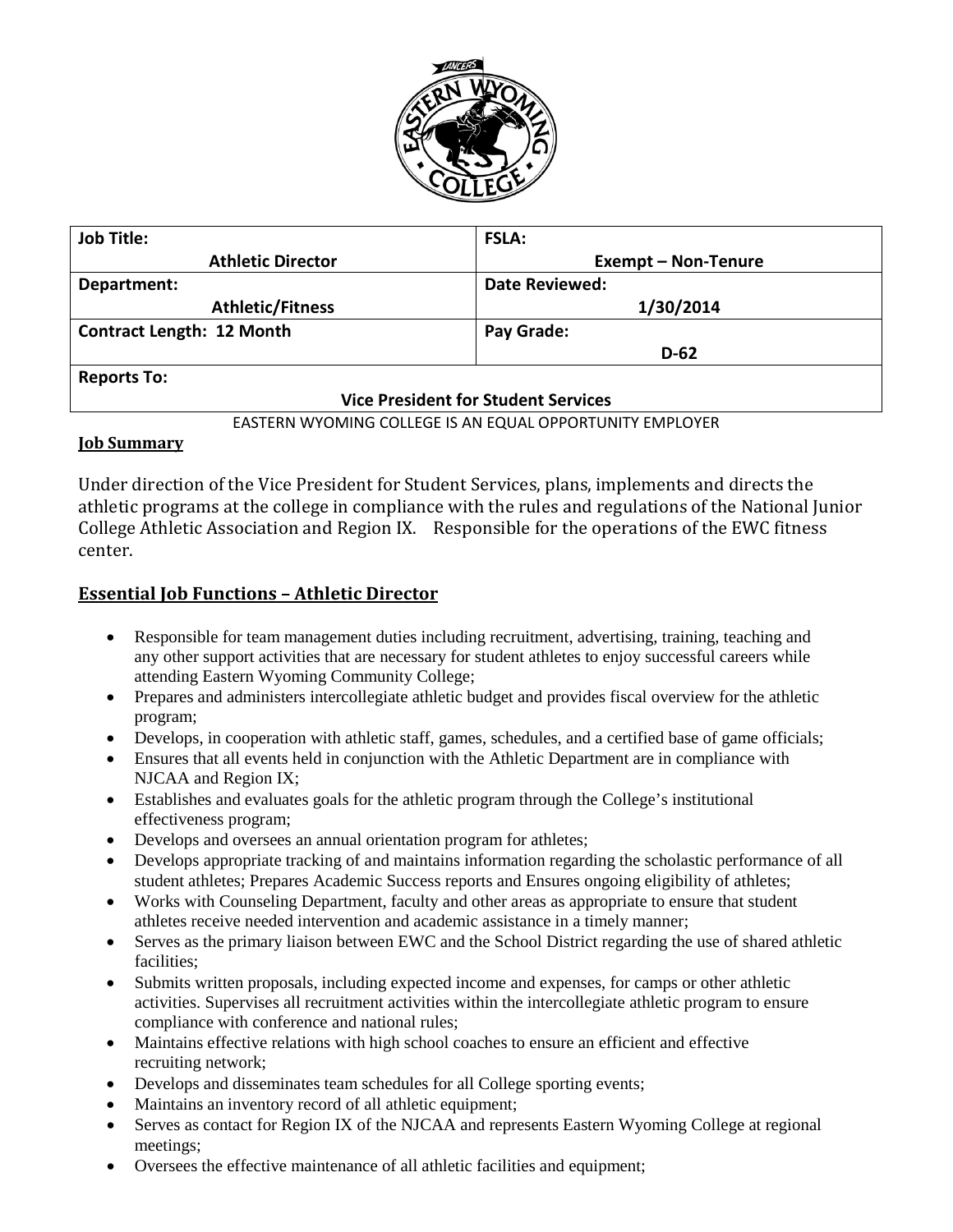| Job Title: Athletic Director | FSLA: Exempt – Non-Tenure |
|---|---|
| Department: Athletic/Fitness | Date Reviewed: 1/30/2014 |
| Contract Length: 12 Month | Pay Grade: D-62 |
| Reports To: Vice President for Student Services | |

EASTERN WYOMING COLLEGE IS AN EQUAL OPPORTUNITY EMPLOYER

**Job Summary**

Under direction of the Vice President for Student Services, plans, implements and directs the athletic programs at the college in compliance with the rules and regulations of the National Junior College Athletic Association and Region IX. Responsible for the operations of the EWC fitness center.

## Essential Job Functions – Athletic Director

- Responsible for team management duties including recruitment, advertising, training, teaching and any other support activities that are necessary for student athletes to enjoy successful careers while attending Eastern Wyoming Community College;
- Prepares and administers intercollegiate athletic budget and provides fiscal overview for the athletic program;
- Develops, in cooperation with athletic staff, games, schedules, and a certified base of game officials;
- Ensures that all events held in conjunction with the Athletic Department are in compliance with NJCAA and Region IX;
- Establishes and evaluates goals for the athletic program through the College's institutional effectiveness program;
- Develops and oversees an annual orientation program for athletes;
- Develops appropriate tracking of and maintains information regarding the scholastic performance of all student athletes; Prepares Academic Success reports and Ensures ongoing eligibility of athletes;
- Works with Counseling Department, faculty and other areas as appropriate to ensure that student athletes receive needed intervention and academic assistance in a timely manner;
- Serves as the primary liaison between EWC and the School District regarding the use of shared athletic facilities;
- Submits written proposals, including expected income and expenses, for camps or other athletic activities. Supervises all recruitment activities within the intercollegiate athletic program to ensure compliance with conference and national rules;
- Maintains effective relations with high school coaches to ensure an efficient and effective recruiting network;
- Develops and disseminates team schedules for all College sporting events;
- Maintains an inventory record of all athletic equipment;
- Serves as contact for Region IX of the NJCAA and represents Eastern Wyoming College at regional meetings;
- Oversees the effective maintenance of all athletic facilities and equipment;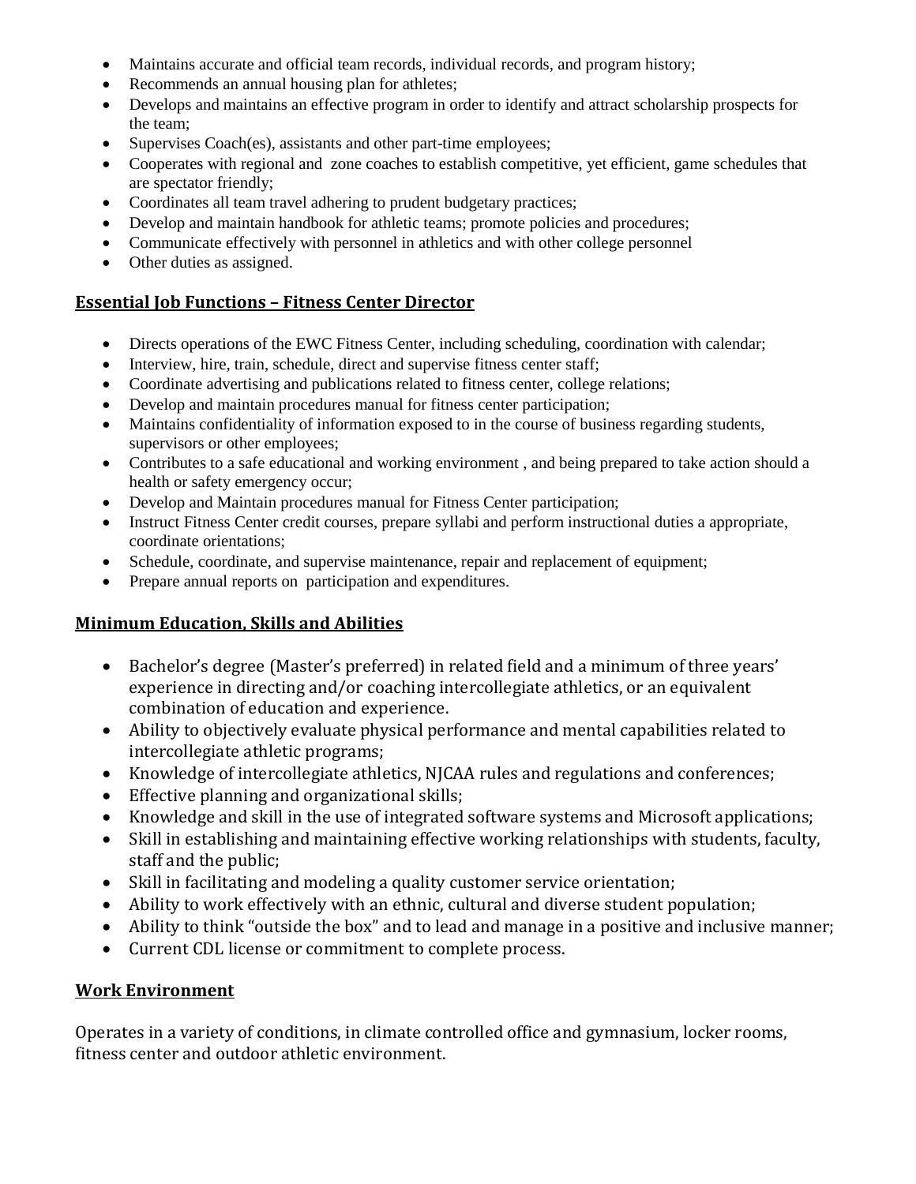- Maintains accurate and official team records, individual records, and program history;
- Recommends an annual housing plan for athletes;
- Develops and maintains an effective program in order to identify and attract scholarship prospects for the team;
- Supervises Coach(es), assistants and other part-time employees;
- Cooperates with regional and zone coaches to establish competitive, yet efficient, game schedules that are spectator friendly;
- Coordinates all team travel adhering to prudent budgetary practices;
- Develop and maintain handbook for athletic teams; promote policies and procedures;
- Communicate effectively with personnel in athletics and with other college personnel
- Other duties as assigned.

## Essential Job Functions – Fitness Center Director

- Directs operations of the EWC Fitness Center, including scheduling, coordination with calendar;
- Interview, hire, train, schedule, direct and supervise fitness center staff;
- Coordinate advertising and publications related to fitness center, college relations;
- Develop and maintain procedures manual for fitness center participation;
- Maintains confidentiality of information exposed to in the course of business regarding students, supervisors or other employees;
- Contributes to a safe educational and working environment , and being prepared to take action should a health or safety emergency occur;
- Develop and Maintain procedures manual for Fitness Center participation;
- Instruct Fitness Center credit courses, prepare syllabi and perform instructional duties a appropriate, coordinate orientations;
- Schedule, coordinate, and supervise maintenance, repair and replacement of equipment;
- Prepare annual reports on participation and expenditures.

## Minimum Education, Skills and Abilities

- Bachelor's degree (Master's preferred) in related field and a minimum of three years' experience in directing and/or coaching intercollegiate athletics, or an equivalent combination of education and experience.
- Ability to objectively evaluate physical performance and mental capabilities related to intercollegiate athletic programs;
- Knowledge of intercollegiate athletics, NJCAA rules and regulations and conferences;
- Effective planning and organizational skills;
- Knowledge and skill in the use of integrated software systems and Microsoft applications;
- Skill in establishing and maintaining effective working relationships with students, faculty, staff and the public;
- Skill in facilitating and modeling a quality customer service orientation;
- Ability to work effectively with an ethnic, cultural and diverse student population;
- Ability to think "outside the box" and to lead and manage in a positive and inclusive manner;
- Current CDL license or commitment to complete process.

## Work Environment

Operates in a variety of conditions, in climate controlled office and gymnasium, locker rooms, fitness center and outdoor athletic environment.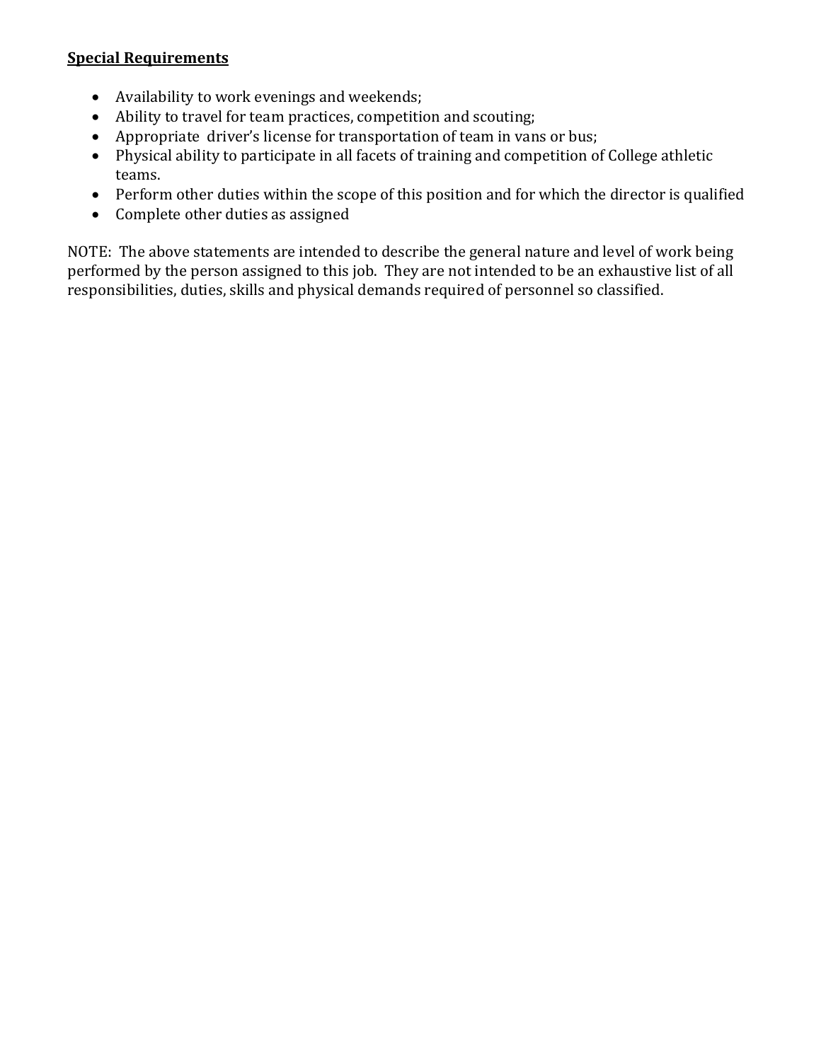**Special Requirements**

- Availability to work evenings and weekends;
- Ability to travel for team practices, competition and scouting;
- Appropriate driver's license for transportation of team in vans or bus;
- Physical ability to participate in all facets of training and competition of College athletic teams.
- Perform other duties within the scope of this position and for which the director is qualified
- Complete other duties as assigned

NOTE: The above statements are intended to describe the general nature and level of work being performed by the person assigned to this job. They are not intended to be an exhaustive list of all responsibilities, duties, skills and physical demands required of personnel so classified.